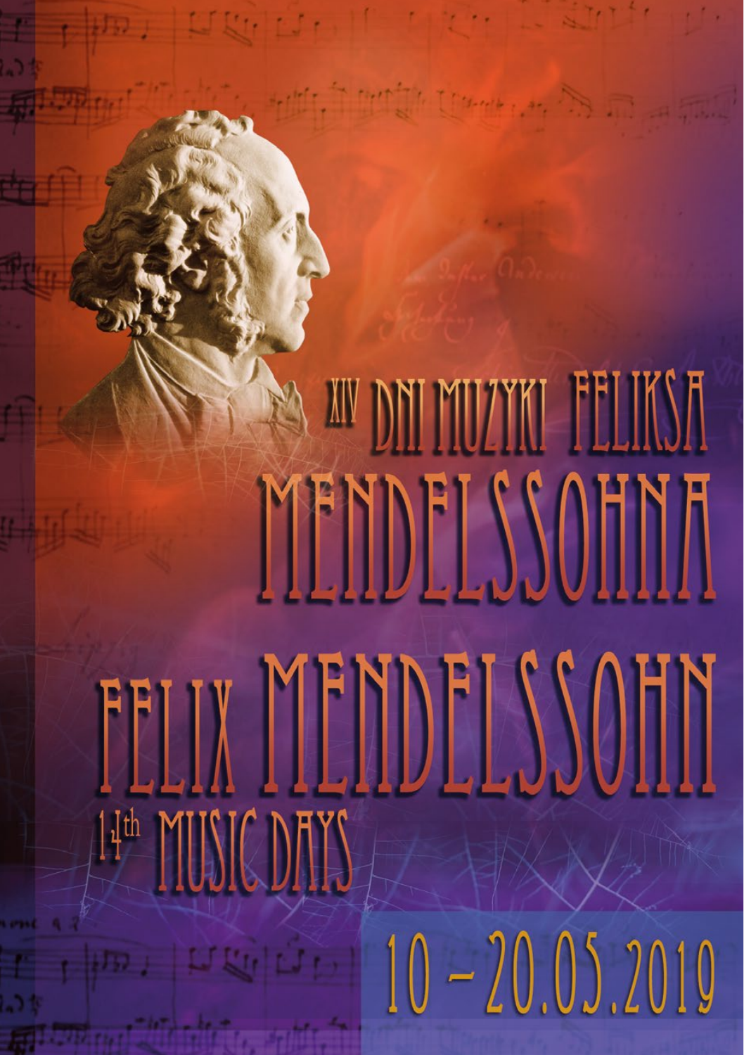# XIV DNI MUZYKI FELIKSA MENDELSSOHNA

# FELIX MENDELSSOHN 14th MUSIC DAYS

10 – 20.05.2019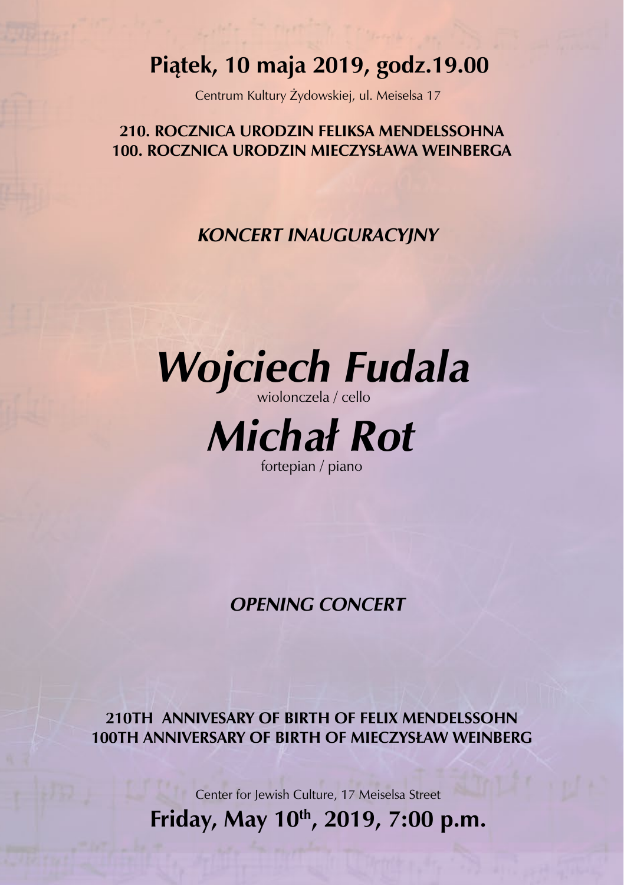## Piątek, 10 maja 2019, godz.19.00

Centrum Kultury Żydowskiej, ul. Meiselsa 17

**210. ROCZNICA URODZIN FELIKSA MENDELSSOHNA**
**100. ROCZNICA URODZIN MIECZYSŁAWA WEINBERGA**

***KONCERT INAUGURACYJNY***

# *Wojciech Fudala*

wiolonczela / cello

# *Michał Rot*

fortepian / piano

***OPENING CONCERT***

**210TH ANNIVESARY OF BIRTH OF FELIX MENDELSSOHN**
**100TH ANNIVERSARY OF BIRTH OF MIECZYSŁAW WEINBERG**

Center for Jewish Culture, 17 Meiselsa Street

## Friday, May 10th, 2019, 7:00 p.m.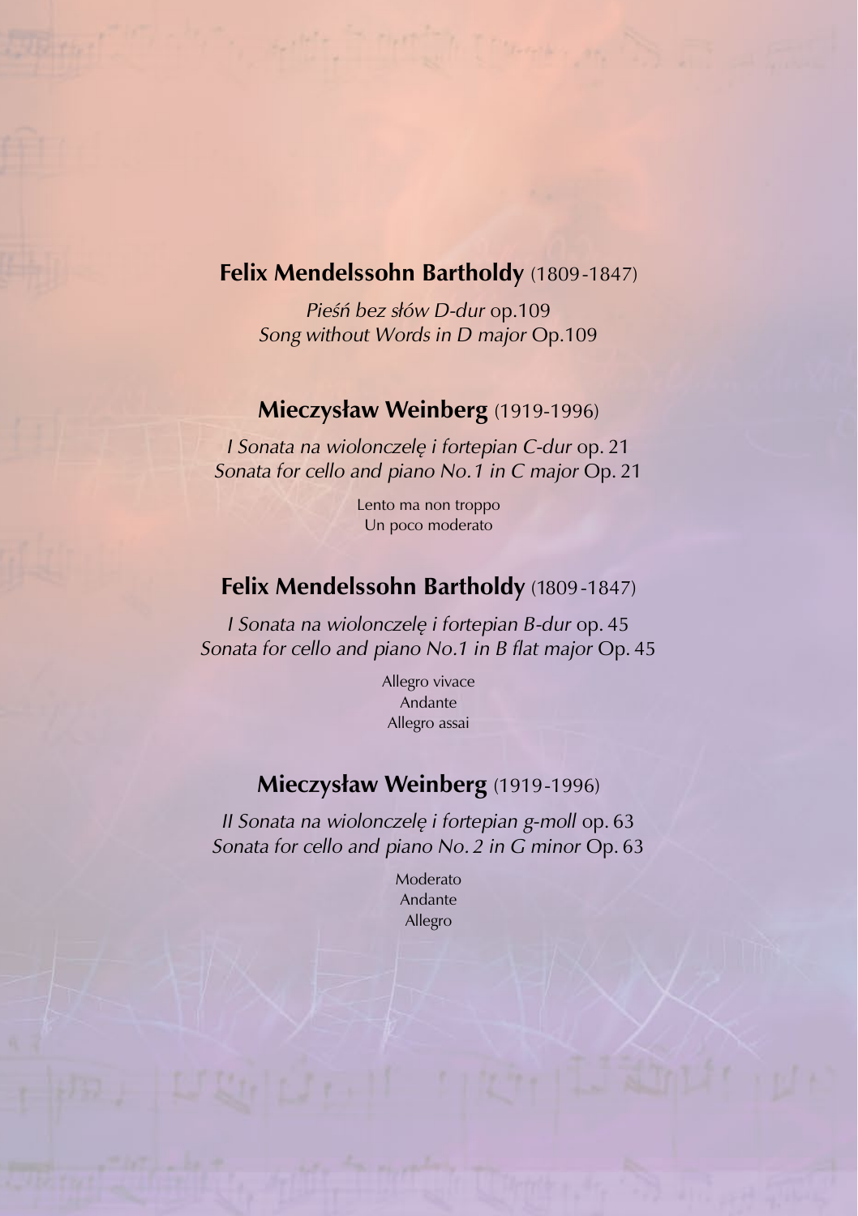## **Felix Mendelssohn Bartholdy** (1809-1847)

*Pieśń bez słów D-dur* op.109
*Song without Words in D major* Op.109

## **Mieczysław Weinberg** (1919-1996)

*I Sonata na wiolonczelę i fortepian C-dur* op. 21
*Sonata for cello and piano No.1 in C major* Op. 21

Lento ma non troppo
Un poco moderato

## **Felix Mendelssohn Bartholdy** (1809-1847)

*I Sonata na wiolonczelę i fortepian B-dur* op. 45
*Sonata for cello and piano No.1 in B flat major* Op. 45

Allegro vivace
Andante
Allegro assai

## **Mieczysław Weinberg** (1919-1996)

*II Sonata na wiolonczelę i fortepian g-moll* op. 63
*Sonata for cello and piano No. 2 in G minor* Op. 63

Moderato
Andante
Allegro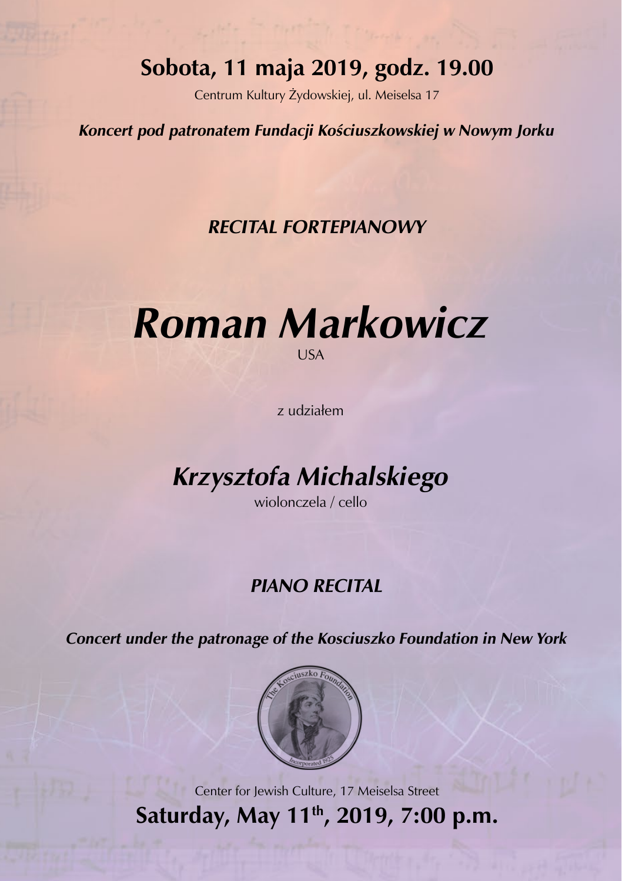## Sobota, 11 maja 2019, godz. 19.00

Centrum Kultury Żydowskiej, ul. Meiselsa 17

***Koncert pod patronatem Fundacji Kościuszkowskiej w Nowym Jorku***

***RECITAL FORTEPIANOWY***

# *Roman Markowicz*

USA

z udziałem

## *Krzysztofa Michalskiego*

wiolonczela / cello

***PIANO RECITAL***

***Concert under the patronage of the Kosciuszko Foundation in New York***

Center for Jewish Culture, 17 Meiselsa Street

## Saturday, May 11th, 2019, 7:00 p.m.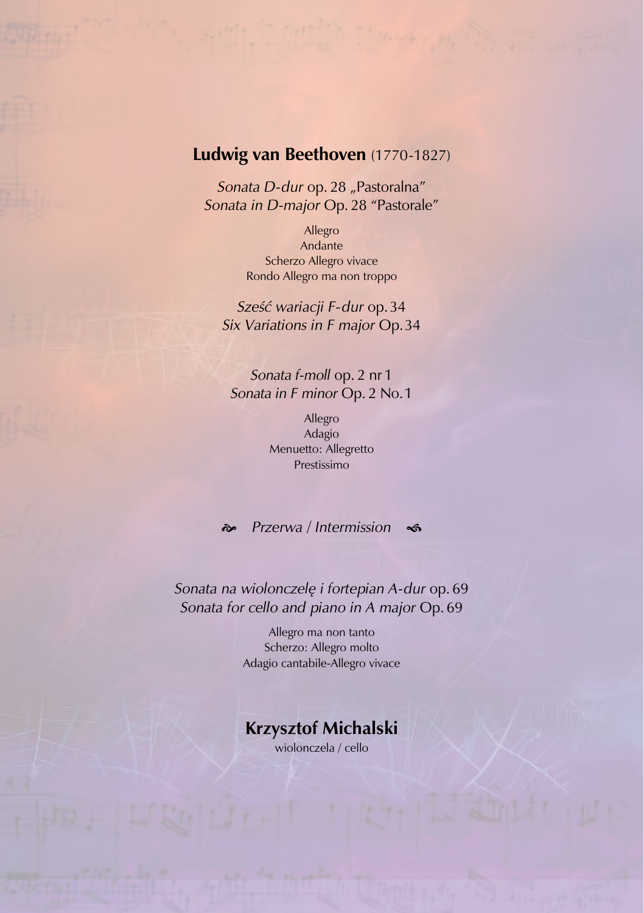## **Ludwig van Beethoven** (1770-1827)

*Sonata D-dur* op. 28 „Pastoralna"
*Sonata in D-major* Op. 28 "Pastorale"

Allegro
Andante
Scherzo Allegro vivace
Rondo Allegro ma non troppo

*Sześć wariacji F-dur* op. 34
*Six Variations in F major* Op. 34

*Sonata f-moll* op. 2 nr 1
*Sonata in F minor* Op. 2 No. 1

Allegro
Adagio
Menuetto: Allegretto
Prestissimo

*Przerwa* / *Intermission*

*Sonata na wiolonczelę i fortepian A-dur* op. 69
*Sonata for cello and piano in A major* Op. 69

Allegro ma non tanto
Scherzo: Allegro molto
Adagio cantabile-Allegro vivace

**Krzysztof Michalski**
wiolonczela / cello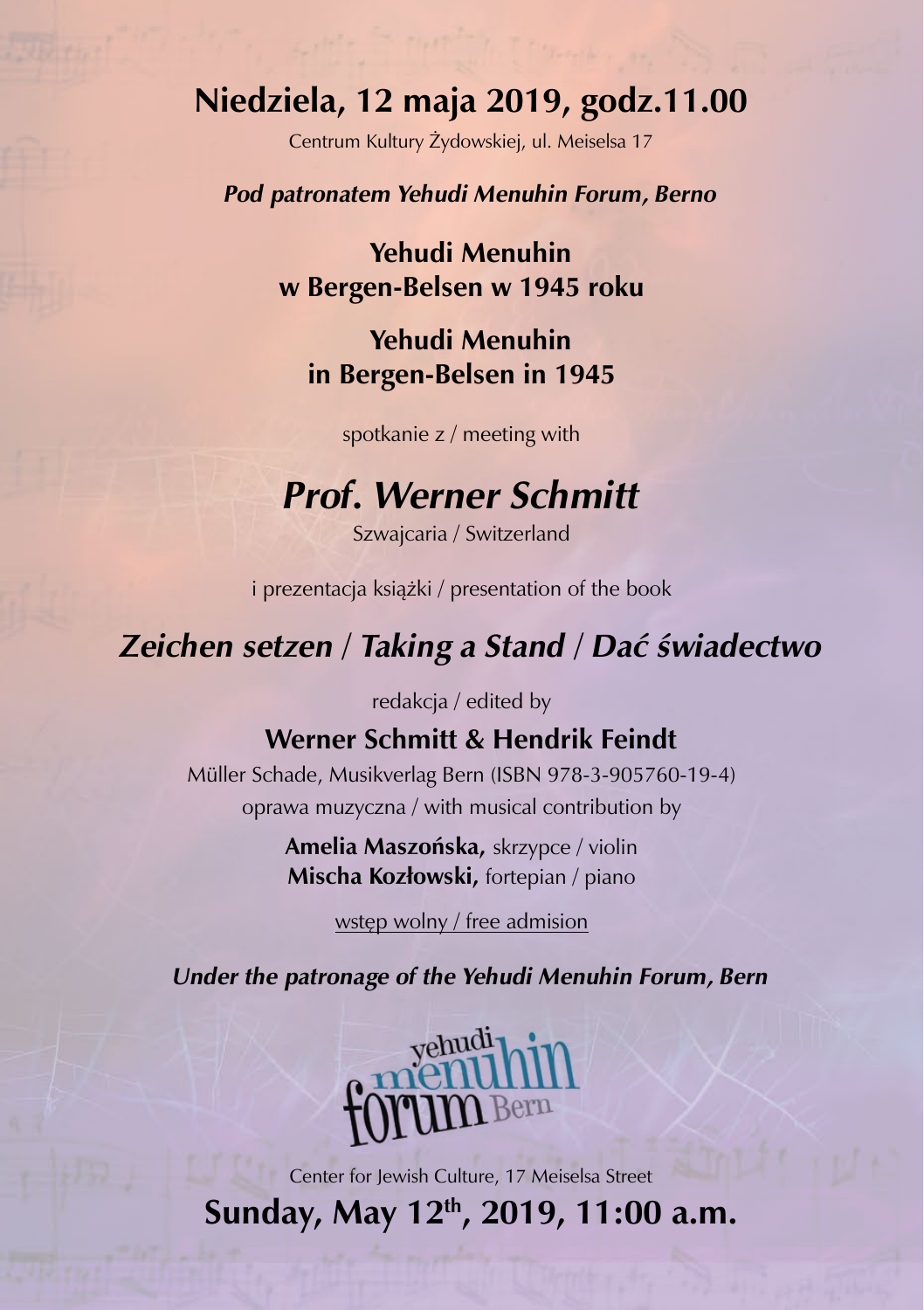# Niedziela, 12 maja 2019, godz.11.00

Centrum Kultury Żydowskiej, ul. Meiselsa 17

***Pod patronatem Yehudi Menuhin Forum, Berno***

**Yehudi Menuhin**
**w Bergen-Belsen w 1945 roku**

**Yehudi Menuhin**
**in Bergen-Belsen in 1945**

spotkanie z / meeting with

## *Prof. Werner Schmitt*

Szwajcaria / Switzerland

i prezentacja książki / presentation of the book

## *Zeichen setzen / Taking a Stand / Dać świadectwo*

redakcja / edited by

**Werner Schmitt & Hendrik Feindt**

Müller Schade, Musikverlag Bern (ISBN 978-3-905760-19-4)

oprawa muzyczna / with musical contribution by

**Amelia Maszońska,** skrzypce / violin
**Mischa Kozłowski,** fortepian / piano

wstęp wolny / free admision

***Under the patronage of the Yehudi Menuhin Forum, Bern***

yehudi menuhin forum Bern

Center for Jewish Culture, 17 Meiselsa Street

**Sunday, May 12th, 2019, 11:00 a.m.**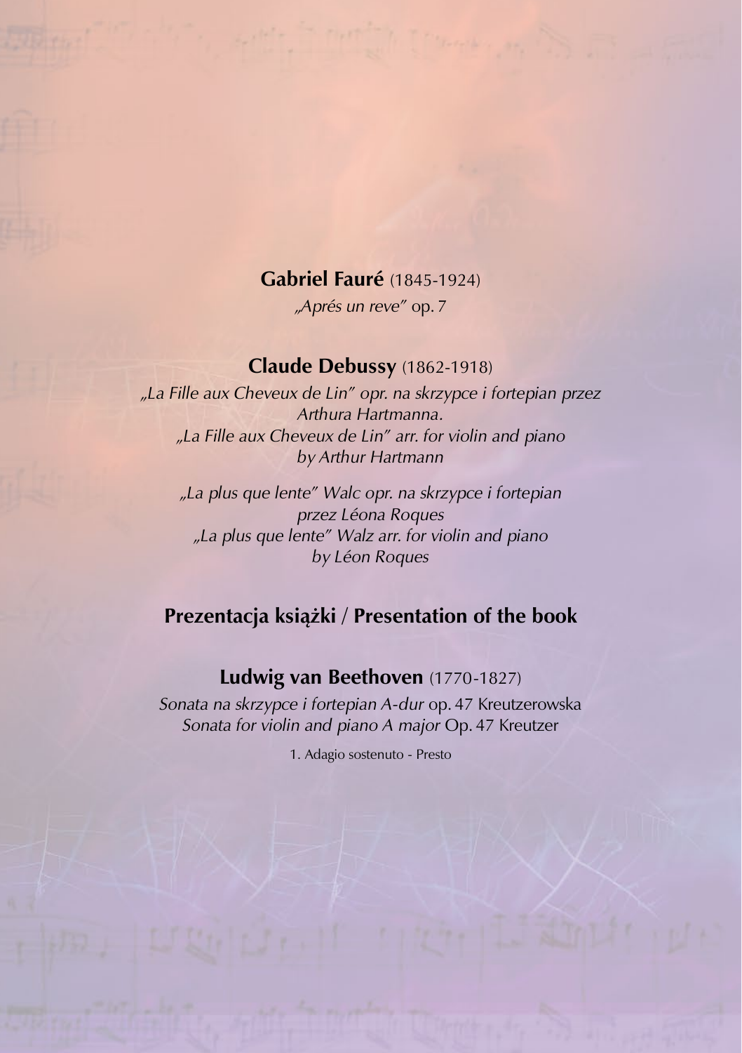**Gabriel Fauré** (1845-1924)

*„Aprés un reve"* op. 7

**Claude Debussy** (1862-1918)

*„La Fille aux Cheveux de Lin" opr. na skrzypce i fortepian przez Arthura Hartmanna.*
*„La Fille aux Cheveux de Lin" arr. for violin and piano by Arthur Hartmann*

*„La plus que lente" Walc opr. na skrzypce i fortepian przez Léona Roques*
*„La plus que lente" Walz arr. for violin and piano by Léon Roques*

**Prezentacja książki / Presentation of the book**

**Ludwig van Beethoven** (1770-1827)

*Sonata na skrzypce i fortepian A-dur* op. 47 Kreutzerowska
*Sonata for violin and piano A major* Op. 47 Kreutzer

1. Adagio sostenuto - Presto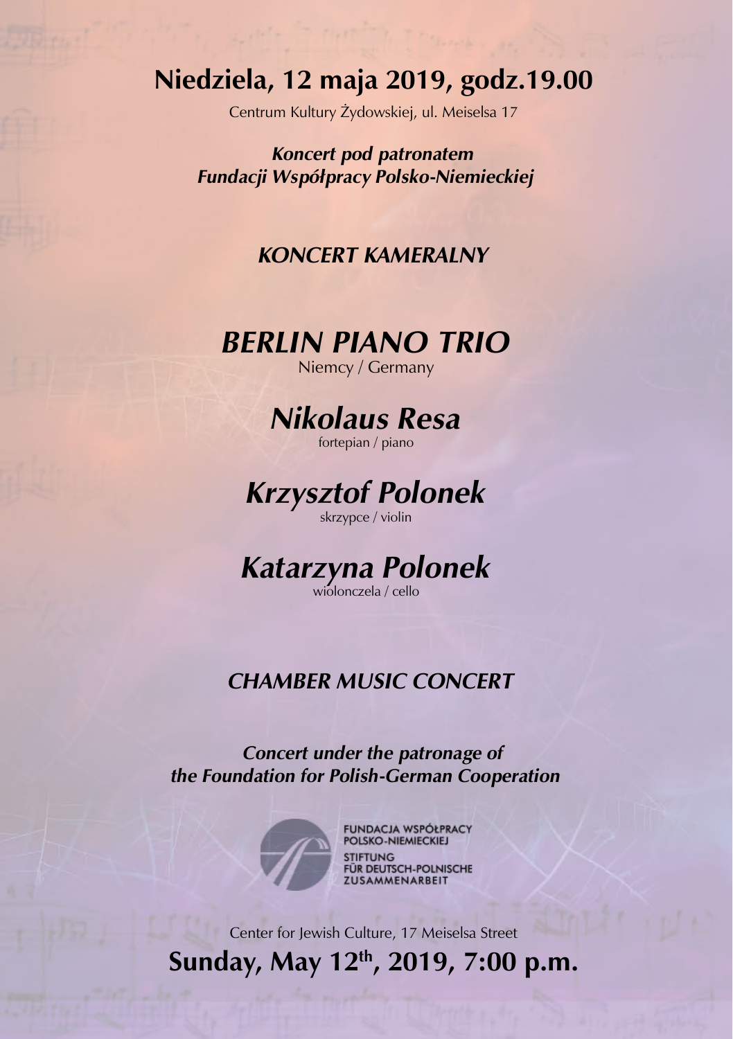# Niedziela, 12 maja 2019, godz.19.00

Centrum Kultury Żydowskiej, ul. Meiselsa 17

***Koncert pod patronatem Fundacji Współpracy Polsko-Niemieckiej***

***KONCERT KAMERALNY***

## *BERLIN PIANO TRIO*

Niemcy / Germany

## *Nikolaus Resa*

fortepian / piano

## *Krzysztof Polonek*

skrzypce / violin

## *Katarzyna Polonek*

wiolonczela / cello

***CHAMBER MUSIC CONCERT***

***Concert under the patronage of the Foundation for Polish-German Cooperation***

FUNDACJA WSPÓŁPRACY POLSKO-NIEMIECKIEJ
STIFTUNG FÜR DEUTSCH-POLNISCHE ZUSAMMENARBEIT

Center for Jewish Culture, 17 Meiselsa Street

# Sunday, May 12th, 2019, 7:00 p.m.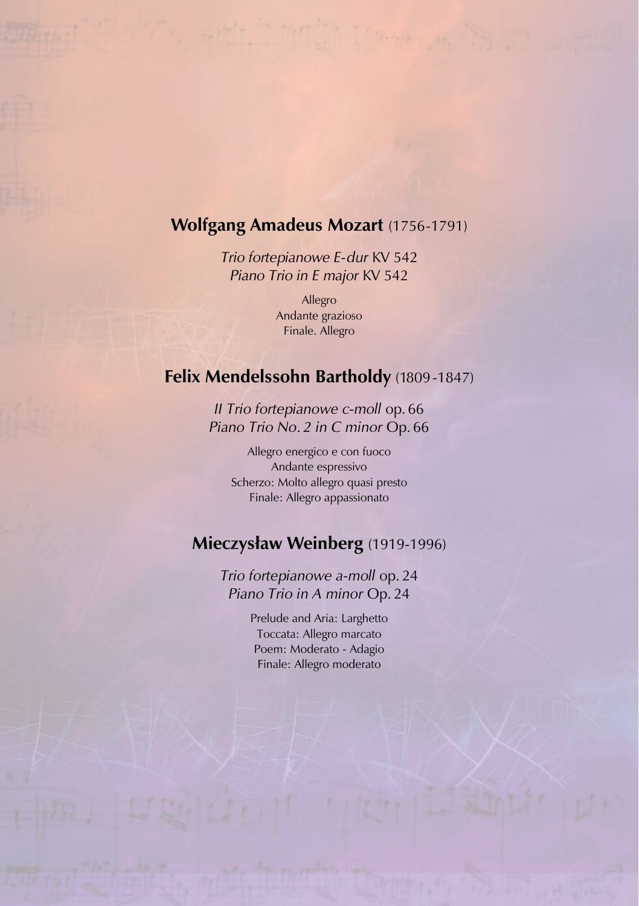## **Wolfgang Amadeus Mozart** (1756-1791)

*Trio fortepianowe E-dur* KV 542
*Piano Trio in E major* KV 542

Allegro
Andante grazioso
Finale. Allegro

## **Felix Mendelssohn Bartholdy** (1809-1847)

*II Trio fortepianowe c-moll* op. 66
*Piano Trio No. 2 in C minor* Op. 66

Allegro energico e con fuoco
Andante espressivo
Scherzo: Molto allegro quasi presto
Finale: Allegro appassionato

## **Mieczysław Weinberg** (1919-1996)

*Trio fortepianowe a-moll* op. 24
*Piano Trio in A minor* Op. 24

Prelude and Aria: Larghetto
Toccata: Allegro marcato
Poem: Moderato - Adagio
Finale: Allegro moderato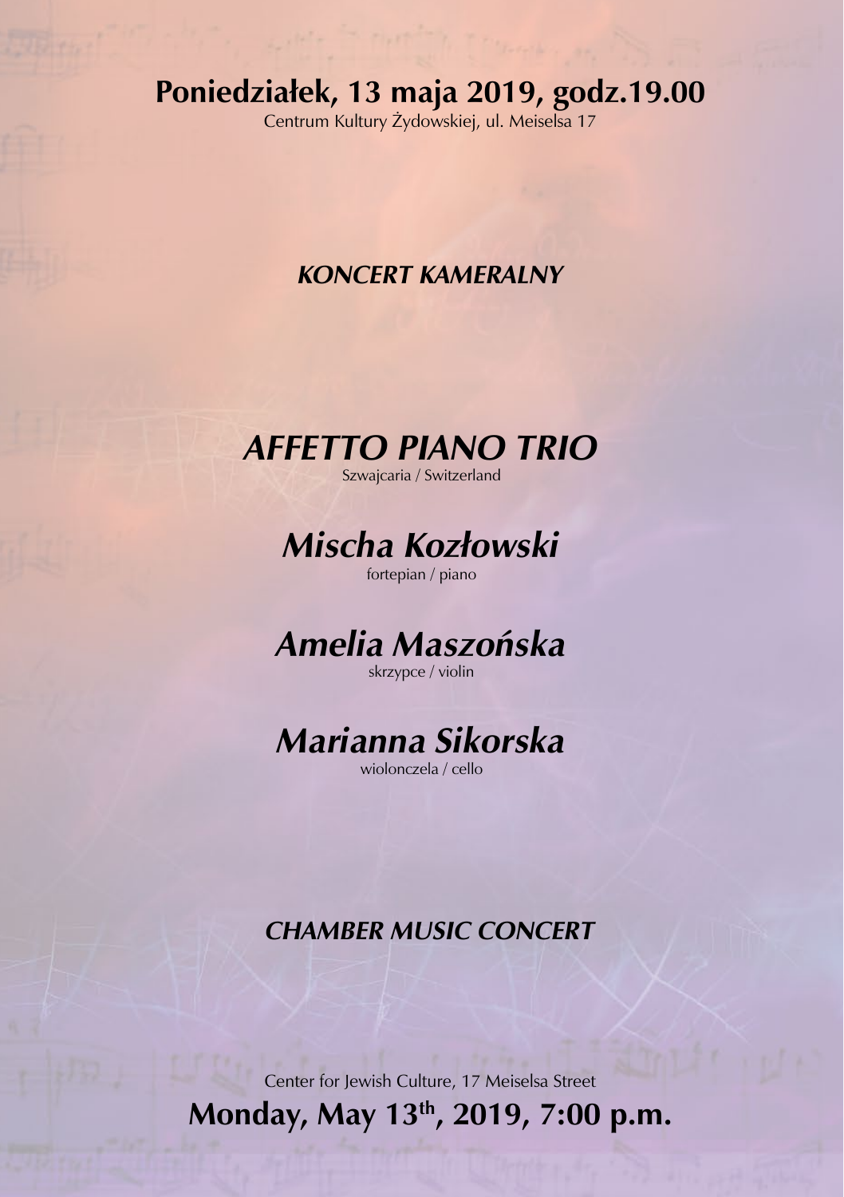**Poniedziałek, 13 maja 2019, godz.19.00**

Centrum Kultury Żydowskiej, ul. Meiselsa 17

***KONCERT KAMERALNY***

# *AFFETTO PIANO TRIO*

Szwajcaria / Switzerland

## *Mischa Kozłowski*

fortepian / piano

## *Amelia Maszońska*

skrzypce / violin

## *Marianna Sikorska*

wiolonczela / cello

***CHAMBER MUSIC CONCERT***

Center for Jewish Culture, 17 Meiselsa Street

**Monday, May 13th, 2019, 7:00 p.m.**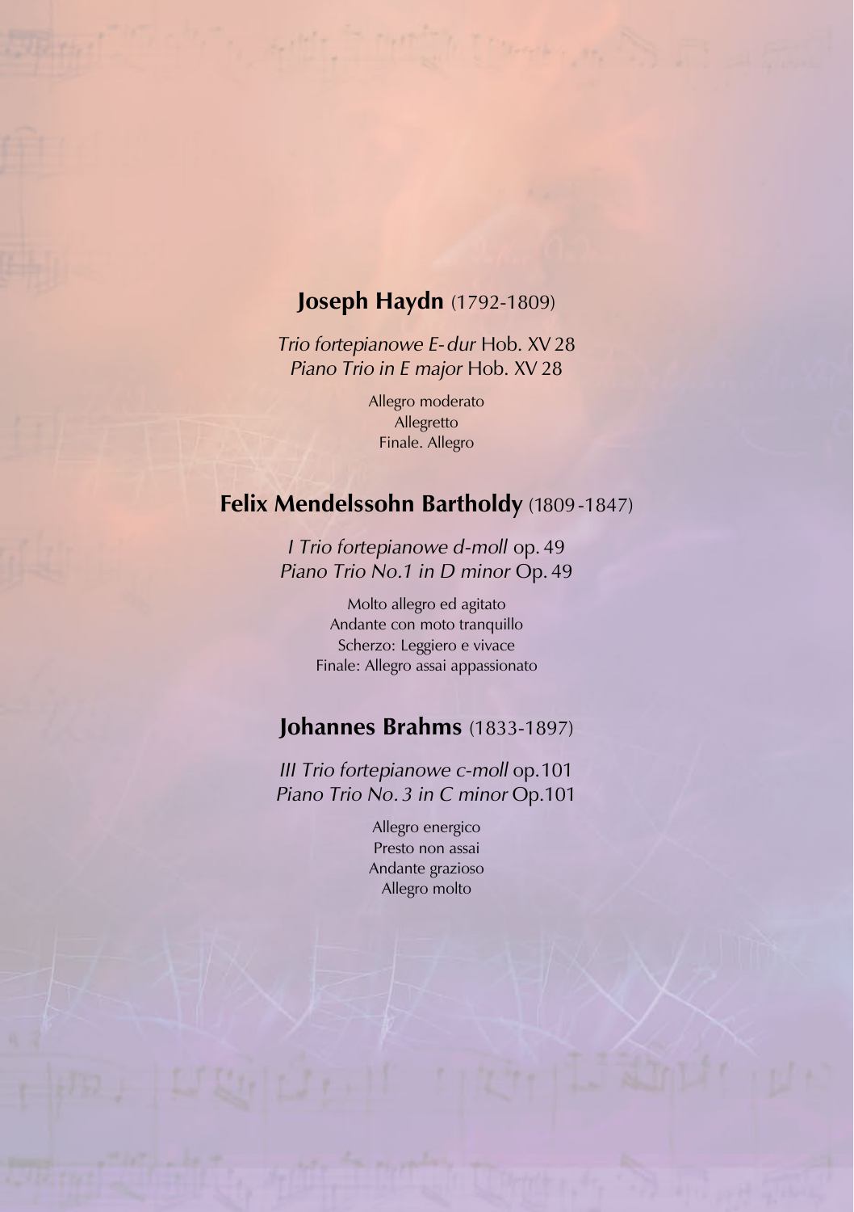## **Joseph Haydn** (1792-1809)

*Trio fortepianowe E-dur* Hob. XV 28
*Piano Trio in E major* Hob. XV 28

Allegro moderato
Allegretto
Finale. Allegro

## **Felix Mendelssohn Bartholdy** (1809-1847)

*I Trio fortepianowe d-moll* op. 49
*Piano Trio No.1 in D minor* Op. 49

Molto allegro ed agitato
Andante con moto tranquillo
Scherzo: Leggiero e vivace
Finale: Allegro assai appassionato

## **Johannes Brahms** (1833-1897)

*III Trio fortepianowe c-moll* op.101
*Piano Trio No. 3 in C minor* Op.101

Allegro energico
Presto non assai
Andante grazioso
Allegro molto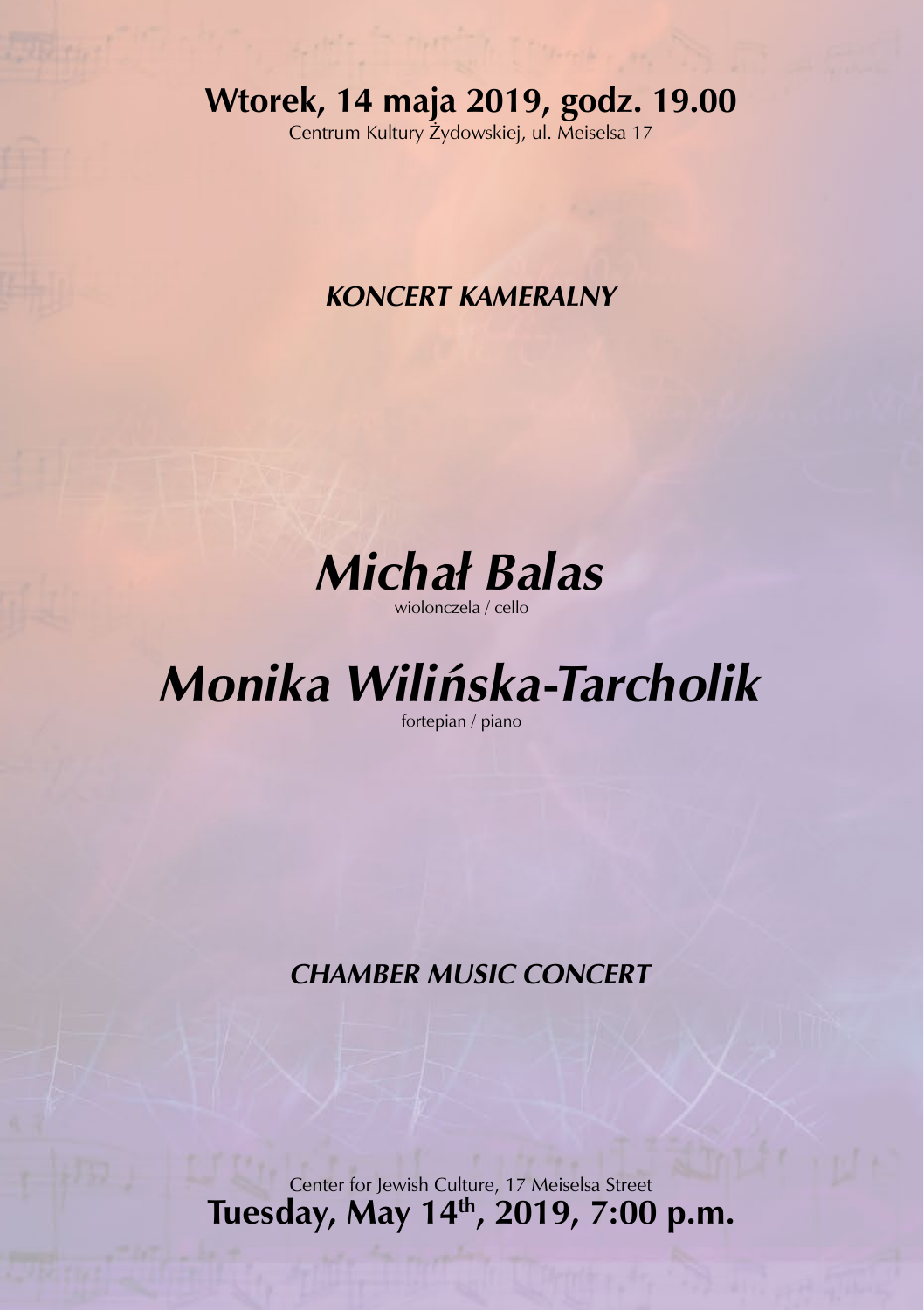**Wtorek, 14 maja 2019, godz. 19.00**

Centrum Kultury Żydowskiej, ul. Meiselsa 17

***KONCERT KAMERALNY***

## *Michał Balas*

wiolonczela / cello

## *Monika Wilińska-Tarcholik*

fortepian / piano

***CHAMBER MUSIC CONCERT***

Center for Jewish Culture, 17 Meiselsa Street

**Tuesday, May 14th, 2019, 7:00 p.m.**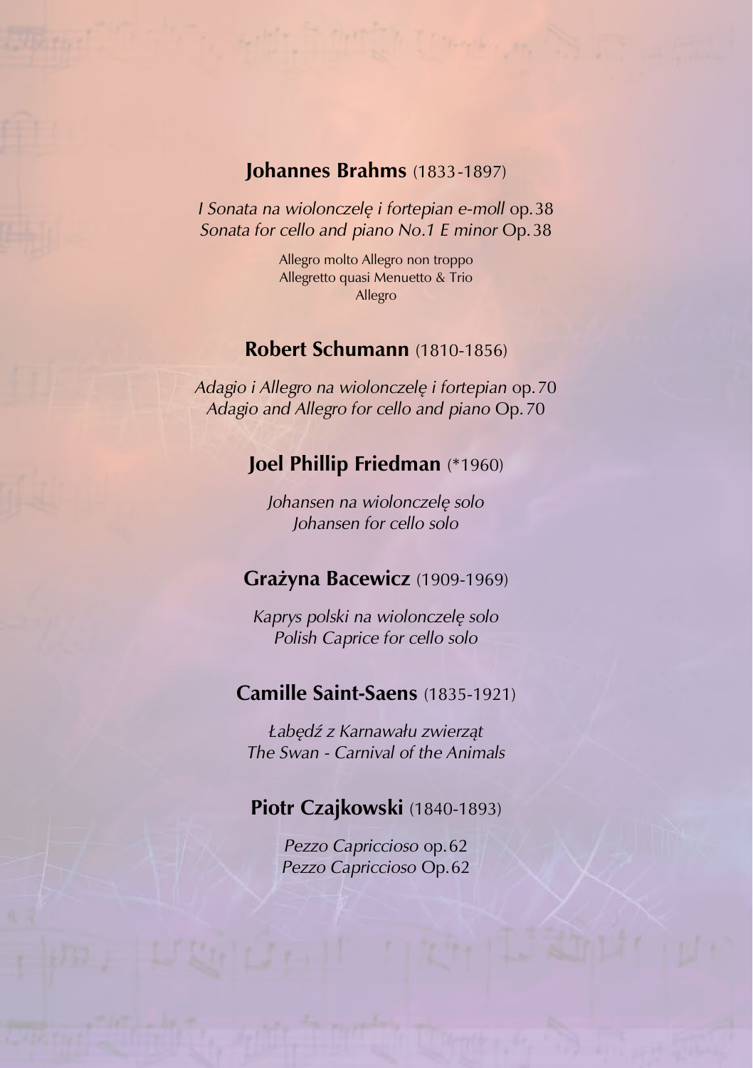## **Johannes Brahms** (1833-1897)

*I Sonata na wiolonczelę i fortepian e-moll* op.38
*Sonata for cello and piano No.1 E minor* Op.38

Allegro molto Allegro non troppo
Allegretto quasi Menuetto & Trio
Allegro

## **Robert Schumann** (1810-1856)

*Adagio i Allegro na wiolonczelę i fortepian* op.70
*Adagio and Allegro for cello and piano* Op.70

## **Joel Phillip Friedman** (*1960)

*Johansen na wiolonczelę solo*
*Johansen for cello solo*

## **Grażyna Bacewicz** (1909-1969)

*Kaprys polski na wiolonczelę solo*
*Polish Caprice for cello solo*

## **Camille Saint-Saens** (1835-1921)

*Łabędź z Karnawału zwierząt*
*The Swan - Carnival of the Animals*

## **Piotr Czajkowski** (1840-1893)

*Pezzo Capriccioso* op.62
*Pezzo Capriccioso* Op.62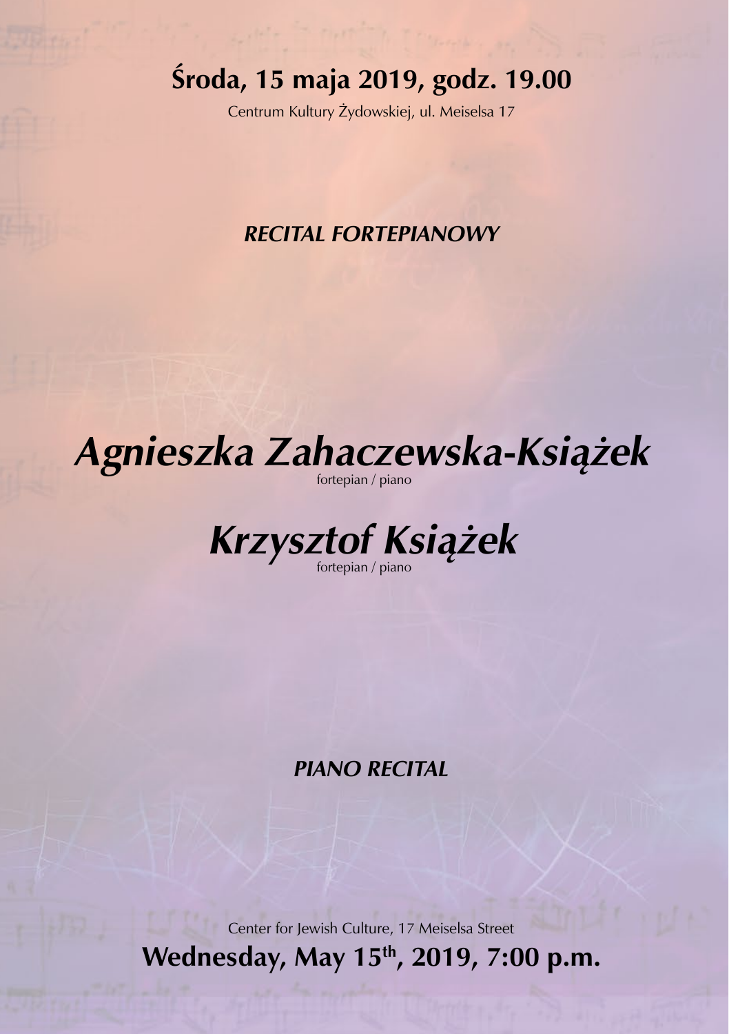## Środa, 15 maja 2019, godz. 19.00

Centrum Kultury Żydowskiej, ul. Meiselsa 17

***RECITAL FORTEPIANOWY***

# *Agnieszka Zahaczewska-Książek*

fortepian / piano

# *Krzysztof Książek*

fortepian / piano

***PIANO RECITAL***

Center for Jewish Culture, 17 Meiselsa Street

**Wednesday, May 15th, 2019, 7:00 p.m.**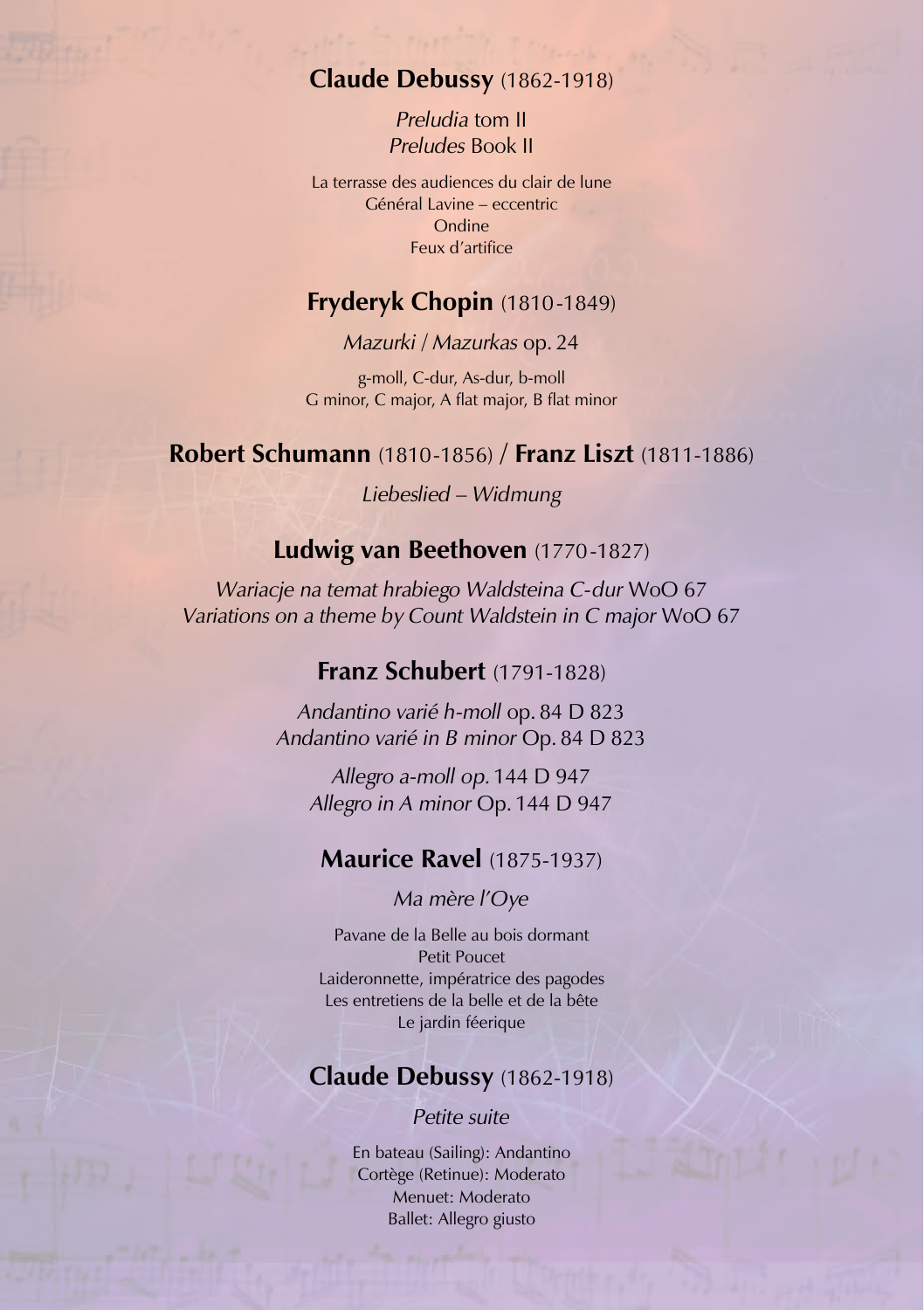## **Claude Debussy** (1862-1918)

*Preludia* tom II
*Preludes* Book II

La terrasse des audiences du clair de lune
Général Lavine – eccentric
Ondine
Feux d'artifice

## **Fryderyk Chopin** (1810-1849)

*Mazurki* / *Mazurkas* op. 24

g-moll, C-dur, As-dur, b-moll
G minor, C major, A flat major, B flat minor

## **Robert Schumann** (1810-1856) / **Franz Liszt** (1811-1886)

*Liebeslied – Widmung*

## **Ludwig van Beethoven** (1770-1827)

*Wariacje na temat hrabiego Waldsteina C-dur* WoO 67
*Variations on a theme by Count Waldstein in C major* WoO 67

## **Franz Schubert** (1791-1828)

*Andantino varié h-moll* op. 84 D 823
*Andantino varié in B minor* Op. 84 D 823

*Allegro a-moll op.* 144 D 947
*Allegro in A minor* Op. 144 D 947

## **Maurice Ravel** (1875-1937)

*Ma mère l'Oye*

Pavane de la Belle au bois dormant
Petit Poucet
Laideronnette, impératrice des pagodes
Les entretiens de la belle et de la bête
Le jardin féerique

## **Claude Debussy** (1862-1918)

*Petite suite*

En bateau (Sailing): Andantino
Cortège (Retinue): Moderato
Menuet: Moderato
Ballet: Allegro giusto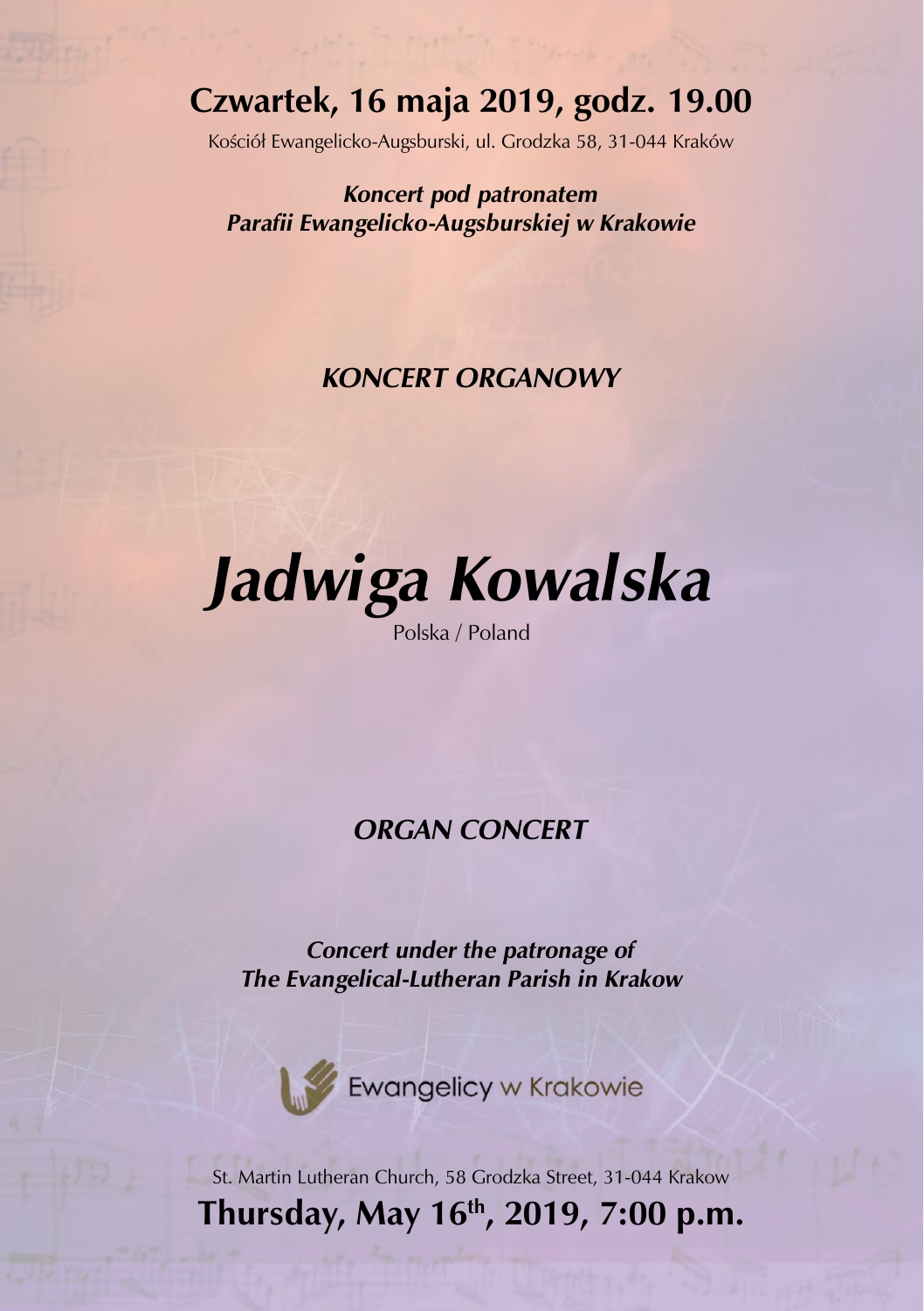## Czwartek, 16 maja 2019, godz. 19.00

Kościół Ewangelicko-Augsburski, ul. Grodzka 58, 31-044 Kraków

***Koncert pod patronatem Parafii Ewangelicko-Augsburskiej w Krakowie***

***KONCERT ORGANOWY***

# *Jadwiga Kowalska*

Polska / Poland

***ORGAN CONCERT***

***Concert under the patronage of The Evangelical-Lutheran Parish in Krakow***

Ewangelicy w Krakowie

St. Martin Lutheran Church, 58 Grodzka Street, 31-044 Krakow

## Thursday, May 16th, 2019, 7:00 p.m.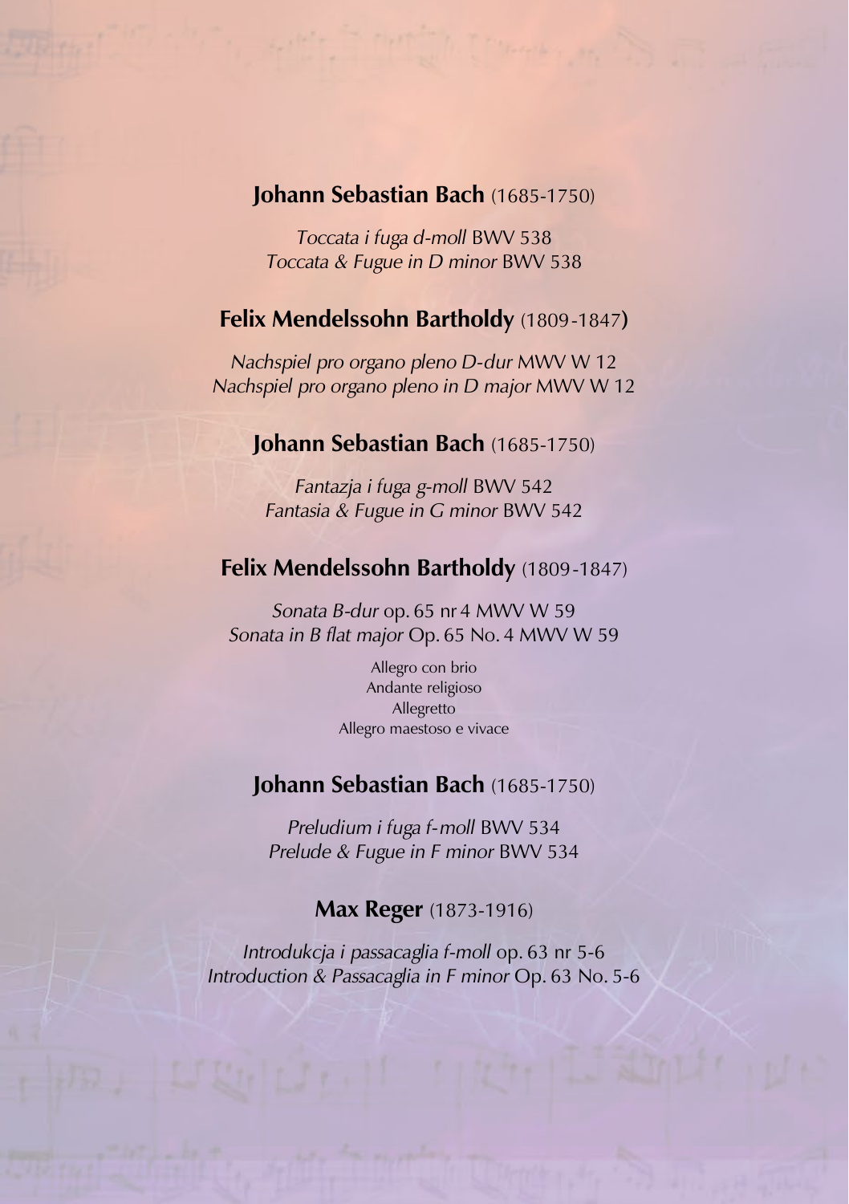**Johann Sebastian Bach** (1685-1750)

*Toccata i fuga d-moll* BWV 538
*Toccata & Fugue in D minor* BWV 538

**Felix Mendelssohn Bartholdy** (1809-1847**)**

*Nachspiel pro organo pleno D-dur* MWV W 12
*Nachspiel pro organo pleno in D major* MWV W 12

**Johann Sebastian Bach** (1685-1750)

*Fantazja i fuga g-moll* BWV 542
*Fantasia & Fugue in G minor* BWV 542

**Felix Mendelssohn Bartholdy** (1809-1847)

*Sonata B-dur* op. 65 nr 4 MWV W 59
*Sonata in B flat major* Op. 65 No. 4 MWV W 59

Allegro con brio
Andante religioso
Allegretto
Allegro maestoso e vivace

**Johann Sebastian Bach** (1685-1750)

*Preludium i fuga f-moll* BWV 534
*Prelude & Fugue in F minor* BWV 534

**Max Reger** (1873-1916)

*Introdukcja i passacaglia f-moll* op. 63 nr 5-6
*Introduction & Passacaglia in F minor* Op. 63 No. 5-6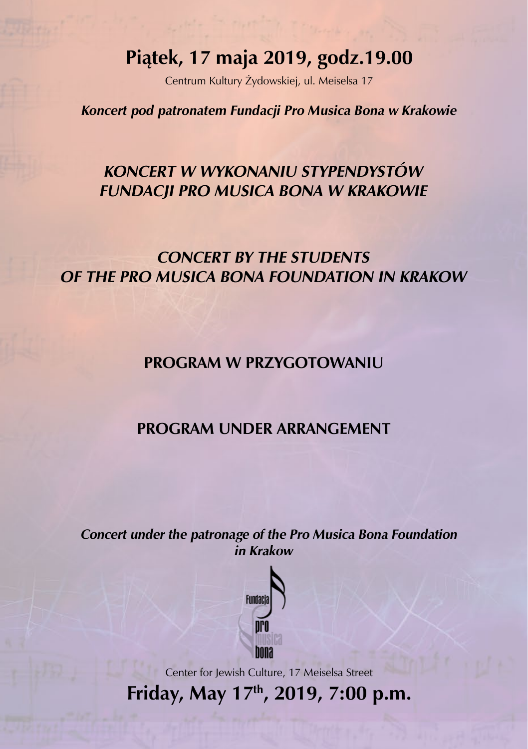# Piątek, 17 maja 2019, godz.19.00

Centrum Kultury Żydowskiej, ul. Meiselsa 17

***Koncert pod patronatem Fundacji Pro Musica Bona w Krakowie***

## *KONCERT W WYKONANIU STYPENDYSTÓW FUNDACJI PRO MUSICA BONA W KRAKOWIE*

## *CONCERT BY THE STUDENTS OF THE PRO MUSICA BONA FOUNDATION IN KRAKOW*

**PROGRAM W PRZYGOTOWANIU**

**PROGRAM UNDER ARRANGEMENT**

***Concert under the patronage of the Pro Musica Bona Foundation in Krakow***

Fundacja pro musica bona

Center for Jewish Culture, 17 Meiselsa Street

# Friday, May 17th, 2019, 7:00 p.m.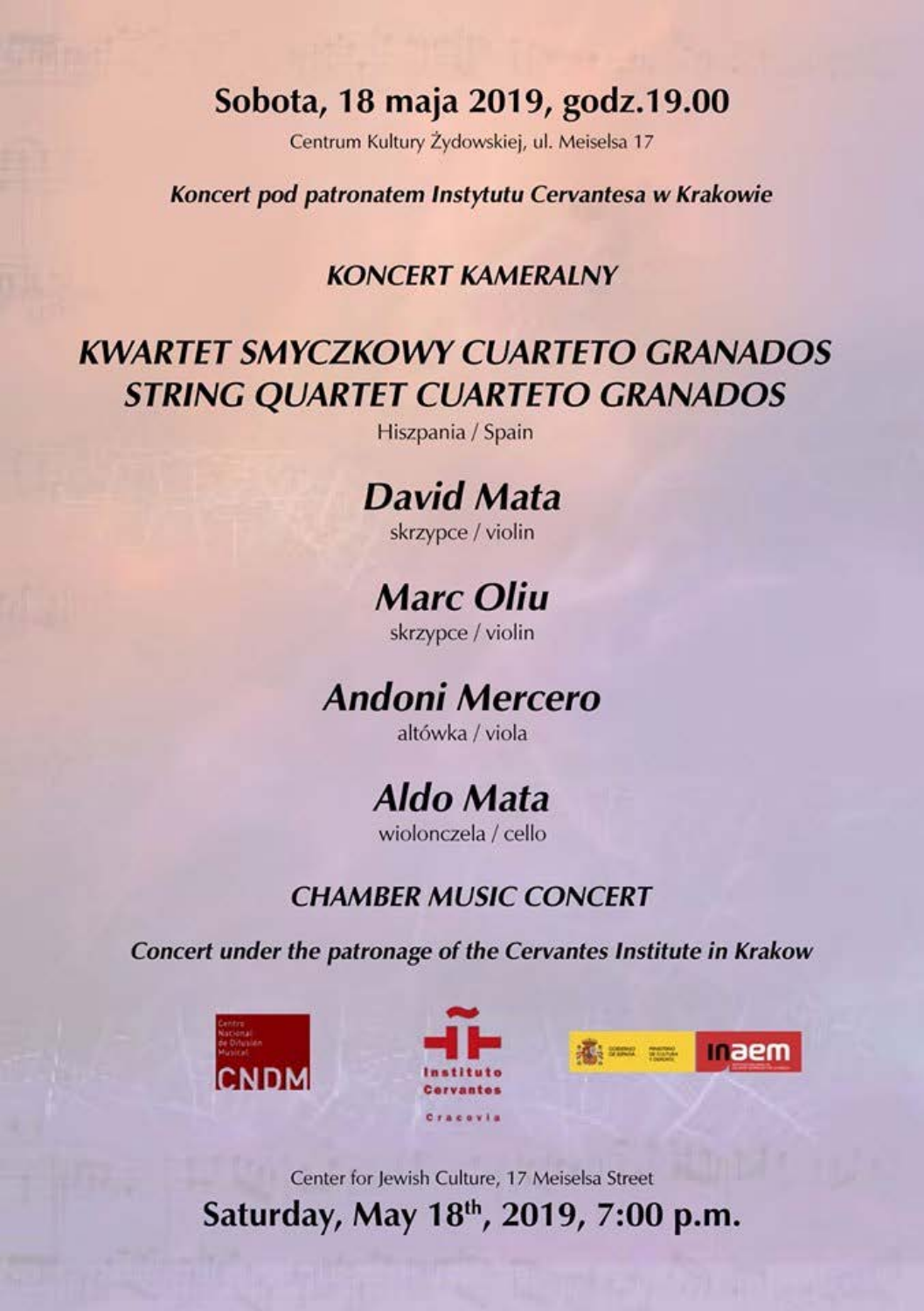## Sobota, 18 maja 2019, godz.19.00

Centrum Kultury Żydowskiej, ul. Meiselsa 17

***Koncert pod patronatem Instytutu Cervantesa w Krakowie***

**KONCERT KAMERALNY**

# *KWARTET SMYCZKOWY CUARTETO GRANADOS*
# *STRING QUARTET CUARTETO GRANADOS*

Hiszpania / Spain

### *David Mata*
skrzypce / violin

### *Marc Oliu*
skrzypce / violin

### *Andoni Mercero*
altówka / viola

### *Aldo Mata*
wiolonczela / cello

**CHAMBER MUSIC CONCERT**

***Concert under the patronage of the Cervantes Institute in Krakow***

Centro Nacional de Difusión Musical CNDM

Instituto Cervantes Cracovia

inaem

Center for Jewish Culture, 17 Meiselsa Street

## Saturday, May 18th, 2019, 7:00 p.m.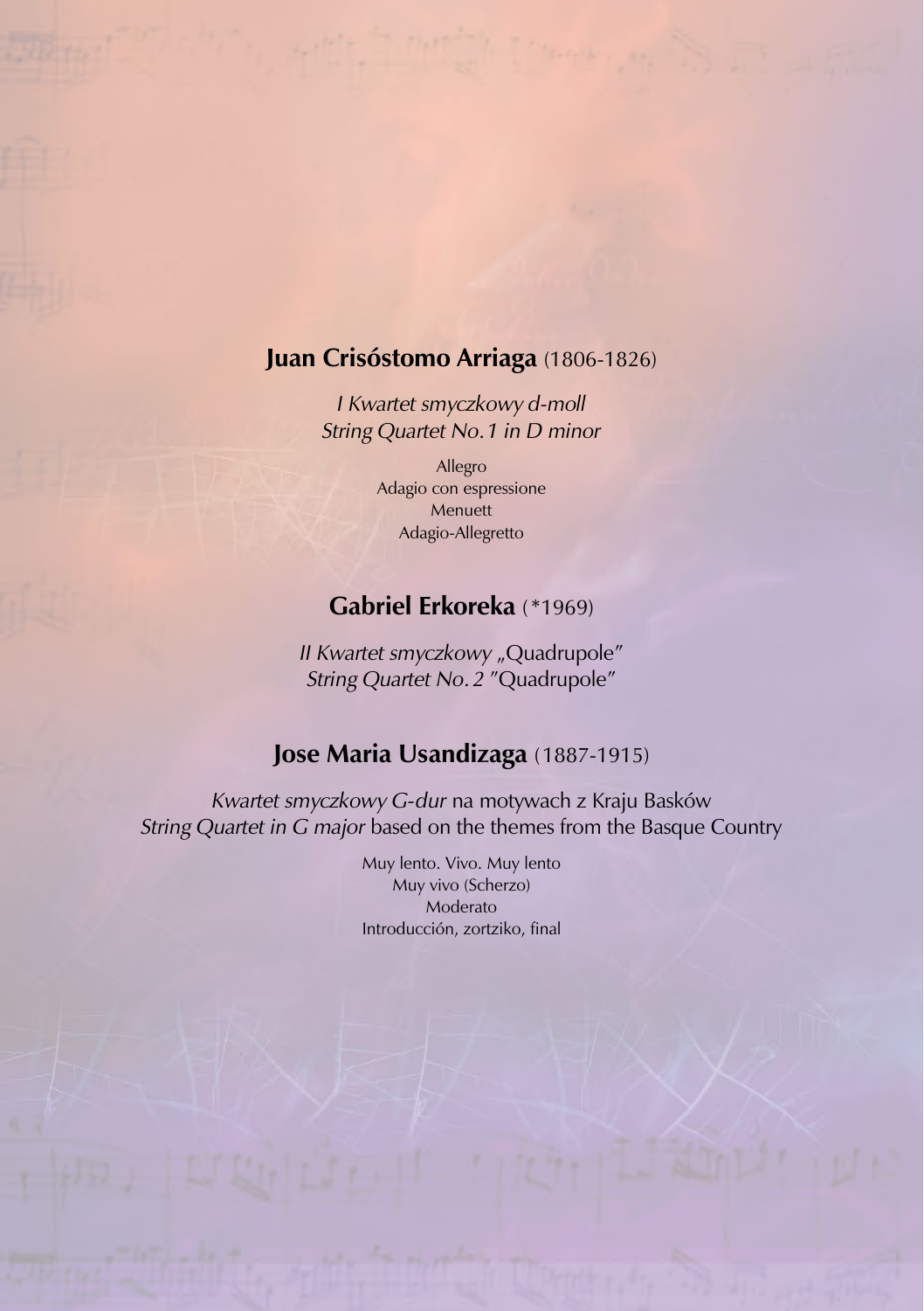## **Juan Crisóstomo Arriaga** (1806-1826)

*I Kwartet smyczkowy d-moll*
*String Quartet No. 1 in D minor*

Allegro
Adagio con espressione
Menuett
Adagio-Allegretto

## **Gabriel Erkoreka** (*1969)

*II Kwartet smyczkowy* „Quadrupole"
*String Quartet No. 2* "Quadrupole"

## **Jose Maria Usandizaga** (1887-1915)

*Kwartet smyczkowy G-dur* na motywach z Kraju Basków
*String Quartet in G major* based on the themes from the Basque Country

Muy lento. Vivo. Muy lento
Muy vivo (Scherzo)
Moderato
Introducción, zortziko, final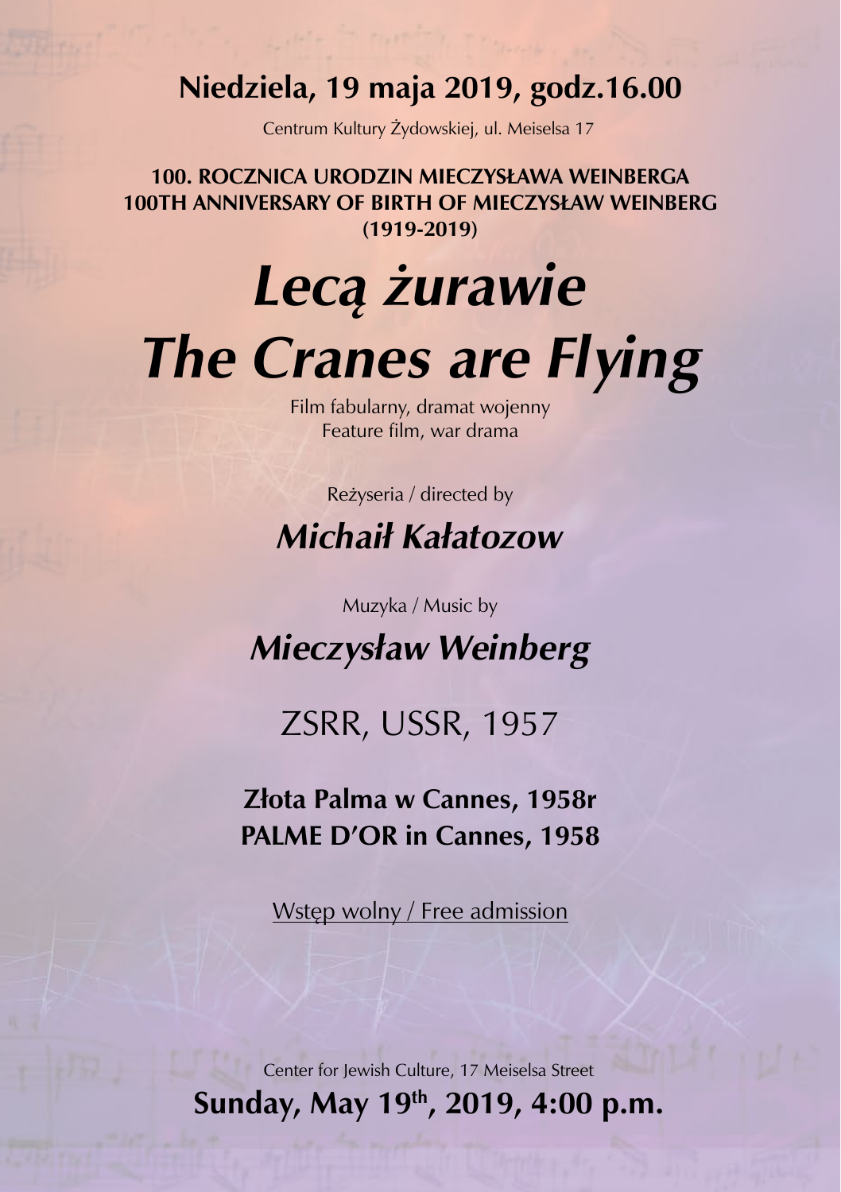## Niedziela, 19 maja 2019, godz.16.00

Centrum Kultury Żydowskiej, ul. Meiselsa 17

**100. ROCZNICA URODZIN MIECZYSŁAWA WEINBERGA**
**100TH ANNIVERSARY OF BIRTH OF MIECZYSŁAW WEINBERG**
**(1919-2019)**

# *Lecą żurawie*
# *The Cranes are Flying*

Film fabularny, dramat wojenny
Feature film, war drama

Reżyseria / directed by

## *Michaił Kałatozow*

Muzyka / Music by

## *Mieczysław Weinberg*

ZSRR, USSR, 1957

**Złota Palma w Cannes, 1958r**
**PALME D'OR in Cannes, 1958**

Wstęp wolny / Free admission

Center for Jewish Culture, 17 Meiselsa Street

**Sunday, May 19th, 2019, 4:00 p.m.**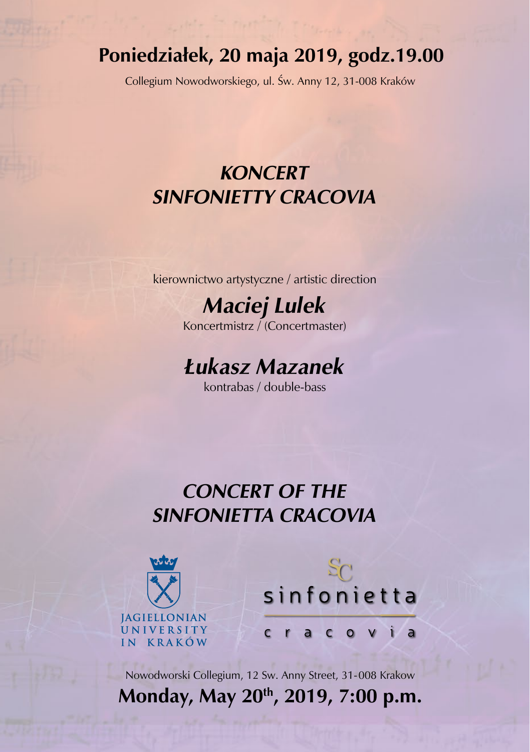**Poniedziałek, 20 maja 2019, godz.19.00**

Collegium Nowodworskiego, ul. Św. Anny 12, 31-008 Kraków

# *KONCERT SINFONIETTY CRACOVIA*

kierownictwo artystyczne / artistic direction

## *Maciej Lulek*

Koncertmistrz / (Concertmaster)

## *Łukasz Mazanek*

kontrabas / double-bass

# *CONCERT OF THE SINFONIETTA CRACOVIA*

JAGIELLONIAN UNIVERSITY IN KRAKÓW

SC sinfonietta cracovia

Nowodworski Collegium, 12 Sw. Anny Street, 31-008 Krakow

**Monday, May 20th, 2019, 7:00 p.m.**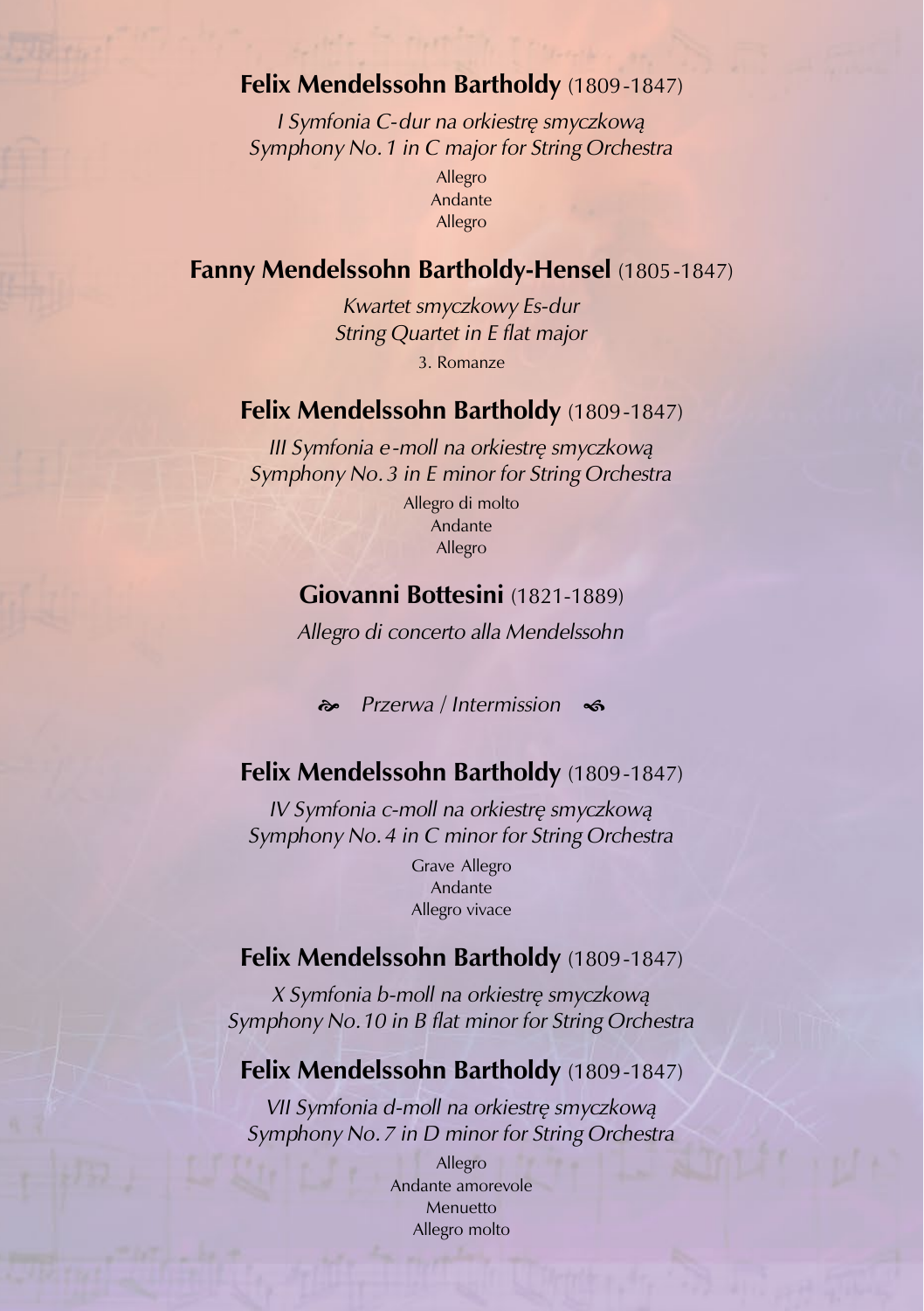**Felix Mendelssohn Bartholdy** (1809-1847)

*I Symfonia C-dur na orkiestrę smyczkową*
*Symphony No. 1 in C major for String Orchestra*

Allegro
Andante
Allegro

**Fanny Mendelssohn Bartholdy-Hensel** (1805-1847)

*Kwartet smyczkowy Es-dur*
*String Quartet in E flat major*

3. Romanze

**Felix Mendelssohn Bartholdy** (1809-1847)

*III Symfonia e-moll na orkiestrę smyczkową*
*Symphony No. 3 in E minor for String Orchestra*

Allegro di molto
Andante
Allegro

**Giovanni Bottesini** (1821-1889)

*Allegro di concerto alla Mendelssohn*

*Przerwa / Intermission*

**Felix Mendelssohn Bartholdy** (1809-1847)

*IV Symfonia c-moll na orkiestrę smyczkową*
*Symphony No. 4 in C minor for String Orchestra*

Grave Allegro
Andante
Allegro vivace

**Felix Mendelssohn Bartholdy** (1809-1847)

*X Symfonia b-moll na orkiestrę smyczkową*
*Symphony No. 10 in B flat minor for String Orchestra*

**Felix Mendelssohn Bartholdy** (1809-1847)

*VII Symfonia d-moll na orkiestrę smyczkową*
*Symphony No. 7 in D minor for String Orchestra*

Allegro
Andante amorevole
Menuetto
Allegro molto